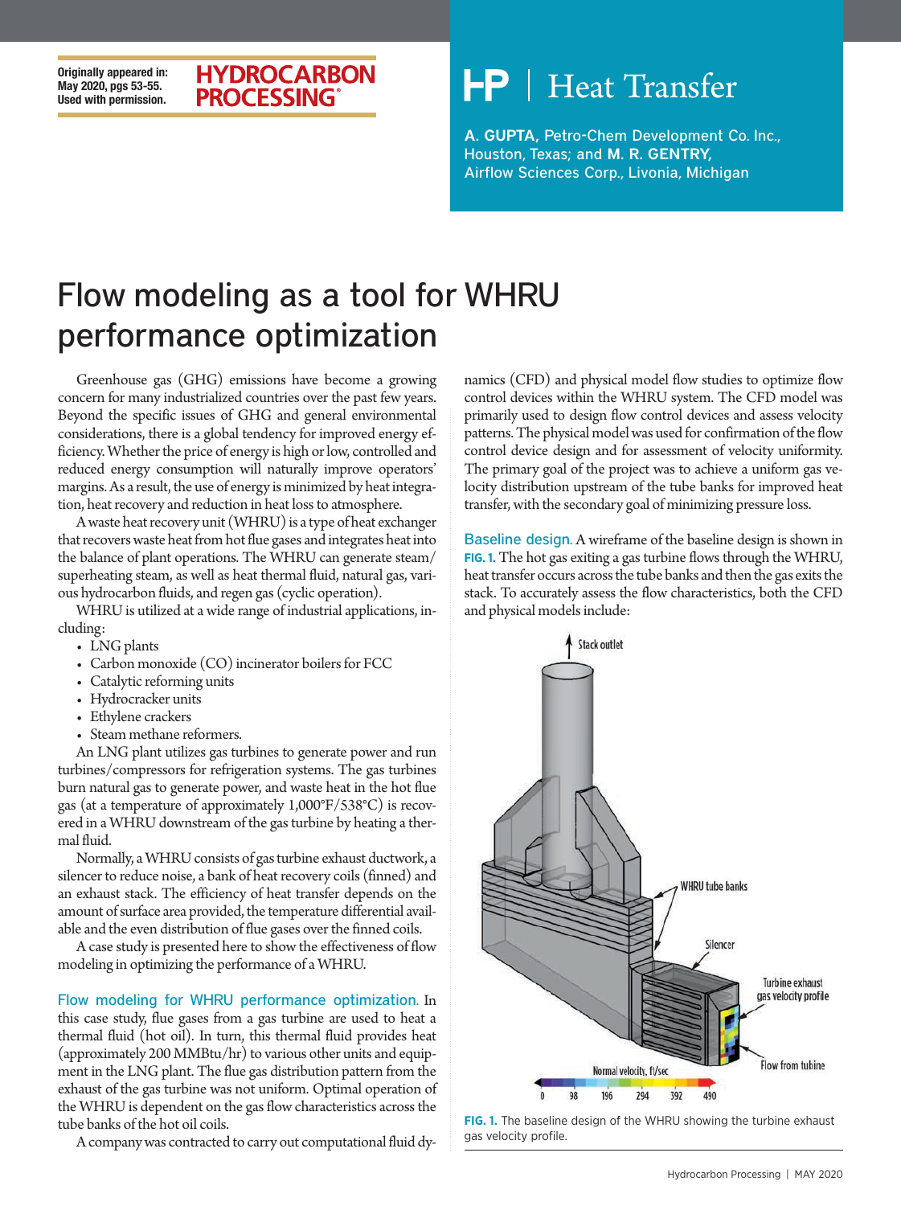Originally appeared in:
May 2020, pgs 53-55.
Used with permission.

HYDROCARBON PROCESSING

HP | Heat Transfer

**A. GUPTA,** Petro-Chem Development Co. Inc., Houston, Texas; and **M. R. GENTRY,** Airflow Sciences Corp., Livonia, Michigan

# Flow modeling as a tool for WHRU performance optimization

Greenhouse gas (GHG) emissions have become a growing concern for many industrialized countries over the past few years. Beyond the specific issues of GHG and general environmental considerations, there is a global tendency for improved energy efficiency. Whether the price of energy is high or low, controlled and reduced energy consumption will naturally improve operators' margins. As a result, the use of energy is minimized by heat integration, heat recovery and reduction in heat loss to atmosphere.

A waste heat recovery unit (WHRU) is a type of heat exchanger that recovers waste heat from hot flue gases and integrates heat into the balance of plant operations. The WHRU can generate steam/superheating steam, as well as heat thermal fluid, natural gas, various hydrocarbon fluids, and regen gas (cyclic operation).

WHRU is utilized at a wide range of industrial applications, including:

- LNG plants
- Carbon monoxide (CO) incinerator boilers for FCC
- Catalytic reforming units
- Hydrocracker units
- Ethylene crackers
- Steam methane reformers.

An LNG plant utilizes gas turbines to generate power and run turbines/compressors for refrigeration systems. The gas turbines burn natural gas to generate power, and waste heat in the hot flue gas (at a temperature of approximately 1,000°F/538°C) is recovered in a WHRU downstream of the gas turbine by heating a thermal fluid.

Normally, a WHRU consists of gas turbine exhaust ductwork, a silencer to reduce noise, a bank of heat recovery coils (finned) and an exhaust stack. The efficiency of heat transfer depends on the amount of surface area provided, the temperature differential available and the even distribution of flue gases over the finned coils.

A case study is presented here to show the effectiveness of flow modeling in optimizing the performance of a WHRU.

**Flow modeling for WHRU performance optimization.** In this case study, flue gases from a gas turbine are used to heat a thermal fluid (hot oil). In turn, this thermal fluid provides heat (approximately 200 MMBtu/hr) to various other units and equipment in the LNG plant. The flue gas distribution pattern from the exhaust of the gas turbine was not uniform. Optimal operation of the WHRU is dependent on the gas flow characteristics across the tube banks of the hot oil coils.

A company was contracted to carry out computational fluid dynamics (CFD) and physical model flow studies to optimize flow control devices within the WHRU system. The CFD model was primarily used to design flow control devices and assess velocity patterns. The physical model was used for confirmation of the flow control device design and for assessment of velocity uniformity. The primary goal of the project was to achieve a uniform gas velocity distribution upstream of the tube banks for improved heat transfer, with the secondary goal of minimizing pressure loss.

**Baseline design.** A wireframe of the baseline design is shown in **FIG. 1.** The hot gas exiting a gas turbine flows through the WHRU, heat transfer occurs across the tube banks and then the gas exits the stack. To accurately assess the flow characteristics, both the CFD and physical models include:

**FIG. 1.** The baseline design of the WHRU showing the turbine exhaust gas velocity profile.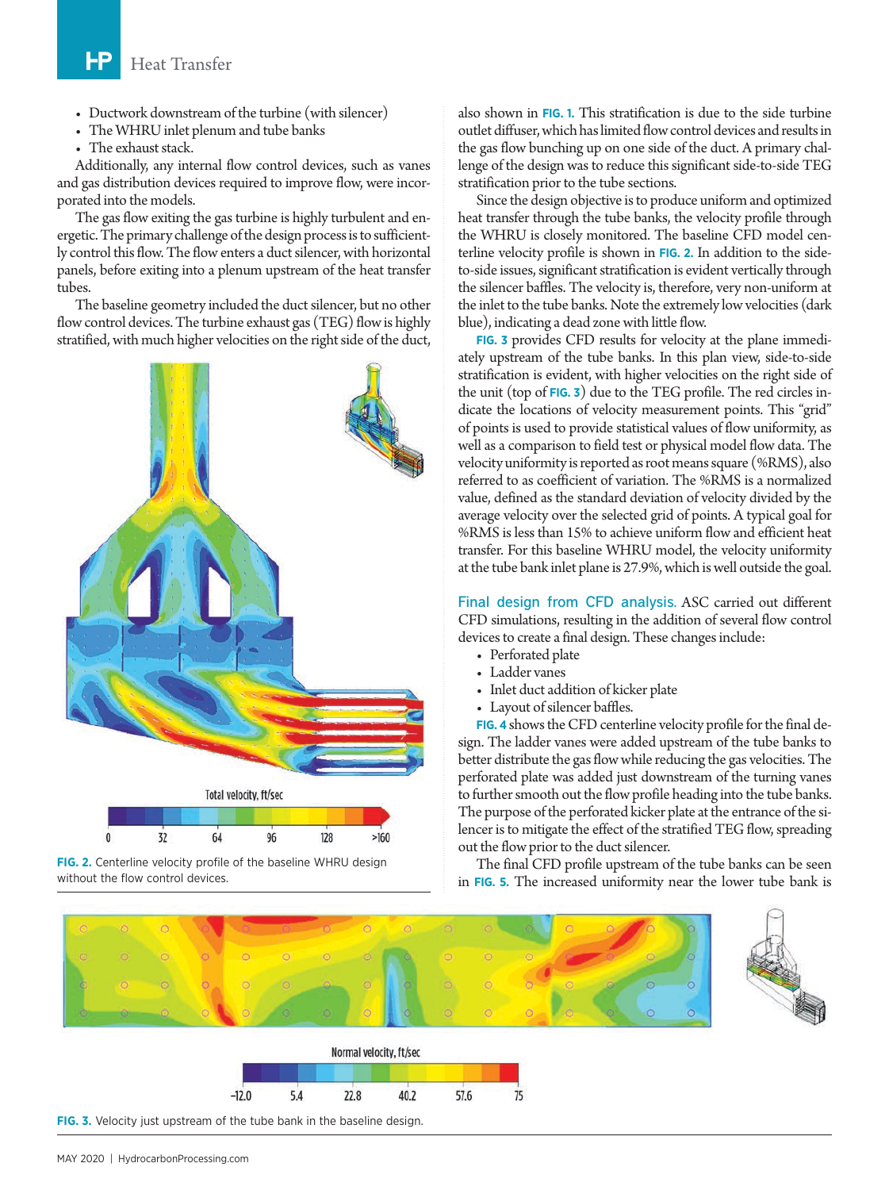- Ductwork downstream of the turbine (with silencer)
- The WHRU inlet plenum and tube banks
- The exhaust stack.

Additionally, any internal flow control devices, such as vanes and gas distribution devices required to improve flow, were incorporated into the models.

The gas flow exiting the gas turbine is highly turbulent and energetic. The primary challenge of the design process is to sufficiently control this flow. The flow enters a duct silencer, with horizontal panels, before exiting into a plenum upstream of the heat transfer tubes.

The baseline geometry included the duct silencer, but no other flow control devices. The turbine exhaust gas (TEG) flow is highly stratified, with much higher velocities on the right side of the duct, also shown in **FIG. 1.** This stratification is due to the side turbine outlet diffuser, which has limited flow control devices and results in the gas flow bunching up on one side of the duct. A primary challenge of the design was to reduce this significant side-to-side TEG stratification prior to the tube sections.

Since the design objective is to produce uniform and optimized heat transfer through the tube banks, the velocity profile through the WHRU is closely monitored. The baseline CFD model centerline velocity profile is shown in **FIG. 2.** In addition to the side-to-side issues, significant stratification is evident vertically through the silencer baffles. The velocity is, therefore, very non-uniform at the inlet to the tube banks. Note the extremely low velocities (dark blue), indicating a dead zone with little flow.

**FIG. 3** provides CFD results for velocity at the plane immediately upstream of the tube banks. In this plan view, side-to-side stratification is evident, with higher velocities on the right side of the unit (top of **FIG. 3**) due to the TEG profile. The red circles indicate the locations of velocity measurement points. This "grid" of points is used to provide statistical values of flow uniformity, as well as a comparison to field test or physical model flow data. The velocity uniformity is reported as root means square (%RMS), also referred to as coefficient of variation. The %RMS is a normalized value, defined as the standard deviation of velocity divided by the average velocity over the selected grid of points. A typical goal for %RMS is less than 15% to achieve uniform flow and efficient heat transfer. For this baseline WHRU model, the velocity uniformity at the tube bank inlet plane is 27.9%, which is well outside the goal.

**FIG. 2.** Centerline velocity profile of the baseline WHRU design without the flow control devices.

**Final design from CFD analysis.** ASC carried out different CFD simulations, resulting in the addition of several flow control devices to create a final design. These changes include:

- Perforated plate
- Ladder vanes
- Inlet duct addition of kicker plate
- Layout of silencer baffles.

**FIG. 4** shows the CFD centerline velocity profile for the final design. The ladder vanes were added upstream of the tube banks to better distribute the gas flow while reducing the gas velocities. The perforated plate was added just downstream of the turning vanes to further smooth out the flow profile heading into the tube banks. The purpose of the perforated kicker plate at the entrance of the silencer is to mitigate the effect of the stratified TEG flow, spreading out the flow prior to the duct silencer.

The final CFD profile upstream of the tube banks can be seen in **FIG. 5.** The increased uniformity near the lower tube bank is

**FIG. 3.** Velocity just upstream of the tube bank in the baseline design.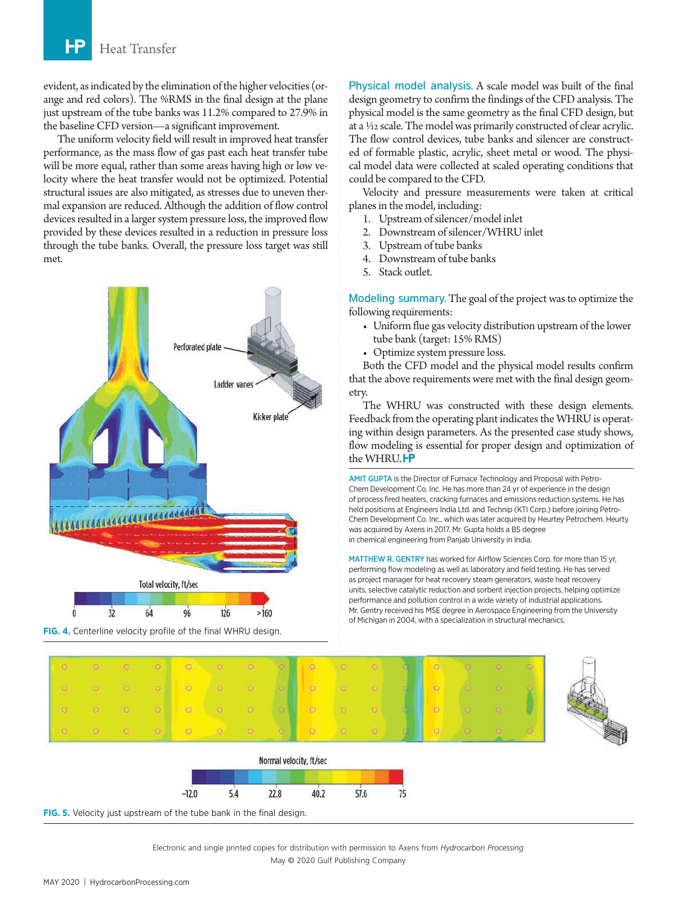evident, as indicated by the elimination of the higher velocities (orange and red colors). The %RMS in the final design at the plane just upstream of the tube banks was 11.2% compared to 27.9% in the baseline CFD version—a significant improvement.

The uniform velocity field will result in improved heat transfer performance, as the mass flow of gas past each heat transfer tube will be more equal, rather than some areas having high or low velocity where the heat transfer would not be optimized. Potential structural issues are also mitigated, as stresses due to uneven thermal expansion are reduced. Although the addition of flow control devices resulted in a larger system pressure loss, the improved flow provided by these devices resulted in a reduction in pressure loss through the tube banks. Overall, the pressure loss target was still met.

Perforated plate
Ladder vanes
Kicker plate
Total velocity, ft/sec
0 32 64 96 126 >160

**FIG. 4.** Centerline velocity profile of the final WHRU design.

**Physical model analysis.** A scale model was built of the final design geometry to confirm the findings of the CFD analysis. The physical model is the same geometry as the final CFD design, but at a 1⁄12 scale. The model was primarily constructed of clear acrylic. The flow control devices, tube banks and silencer are constructed of formable plastic, acrylic, sheet metal or wood. The physical model data were collected at scaled operating conditions that could be compared to the CFD.

Velocity and pressure measurements were taken at critical planes in the model, including:

1. Upstream of silencer/model inlet
2. Downstream of silencer/WHRU inlet
3. Upstream of tube banks
4. Downstream of tube banks
5. Stack outlet.

**Modeling summary.** The goal of the project was to optimize the following requirements:

- Uniform flue gas velocity distribution upstream of the lower tube bank (target: 15% RMS)
- Optimize system pressure loss.

Both the CFD model and the physical model results confirm that the above requirements were met with the final design geometry.

The WHRU was constructed with these design elements. Feedback from the operating plant indicates the WHRU is operating within design parameters. As the presented case study shows, flow modeling is essential for proper design and optimization of the WHRU.

**AMIT GUPTA** is the Director of Furnace Technology and Proposal with Petro-Chem Development Co. Inc. He has more than 24 yr of experience in the design of process fired heaters, cracking furnaces and emissions reduction systems. He has held positions at Engineers India Ltd. and Technip (KTI Corp.) before joining Petro-Chem Development Co. Inc., which was later acquired by Heurtey Petrochem. Heurty was acquired by Axens in 2017. Mr. Gupta holds a BS degree in chemical engineering from Panjab University in India.

**MATTHEW R. GENTRY** has worked for Airflow Sciences Corp. for more than 15 yr, performing flow modeling as well as laboratory and field testing. He has served as project manager for heat recovery steam generators, waste heat recovery units, selective catalytic reduction and sorbent injection projects, helping optimize performance and pollution control in a wide variety of industrial applications. Mr. Gentry received his MSE degree in Aerospace Engineering from the University of Michigan in 2004, with a specialization in structural mechanics.

Normal velocity, ft/sec
−12.0 5.4 22.8 40.2 57.6 75

**FIG. 5.** Velocity just upstream of the tube bank in the final design.

Electronic and single printed copies for distribution with permission to Axens from *Hydrocarbon Processing*
May © 2020 Gulf Publishing Company